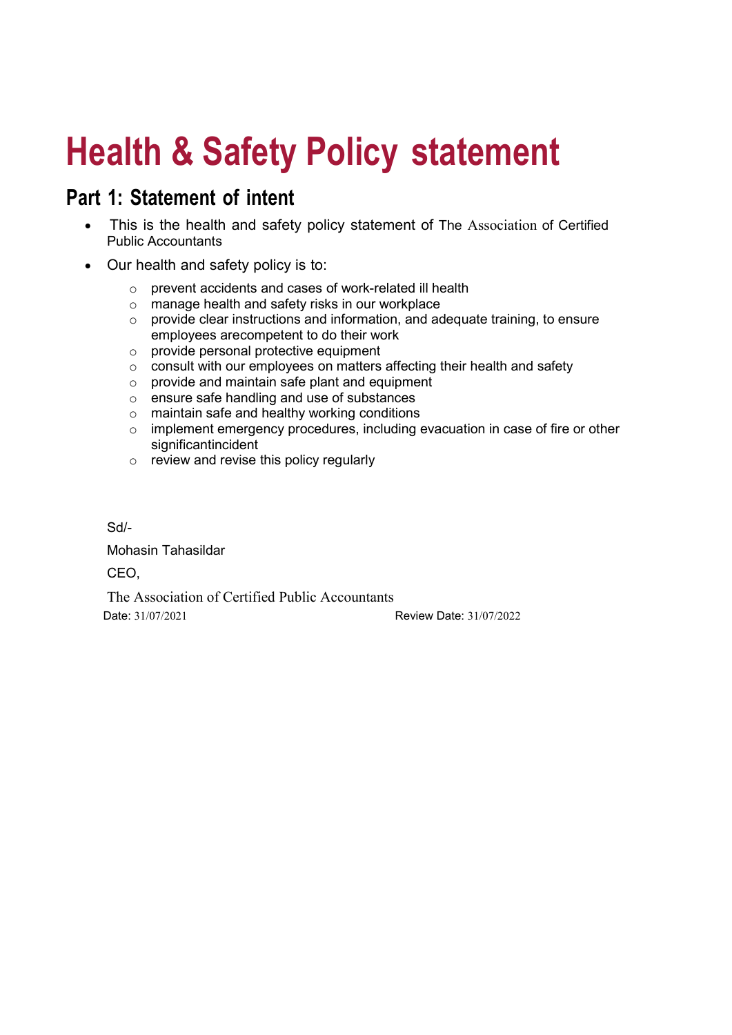# Health & Safety Policy statement

## Part 1: Statement of intent

- This is the health and safety policy statement of The Association of Certified Public Accountants
- Our health and safety policy is to:
  - prevent accidents and cases of work-related ill health
  - manage health and safety risks in our workplace
  - provide clear instructions and information, and adequate training, to ensure employees arecompetent to do their work
  - provide personal protective equipment
  - consult with our employees on matters affecting their health and safety
  - provide and maintain safe plant and equipment
  - ensure safe handling and use of substances
  - maintain safe and healthy working conditions
  - implement emergency procedures, including evacuation in case of fire or other significantincident
  - review and revise this policy regularly

Sd/-

Mohasin Tahasildar

CEO,

The Association of Certified Public Accountants

Date: 31/07/2021 Review Date: 31/07/2022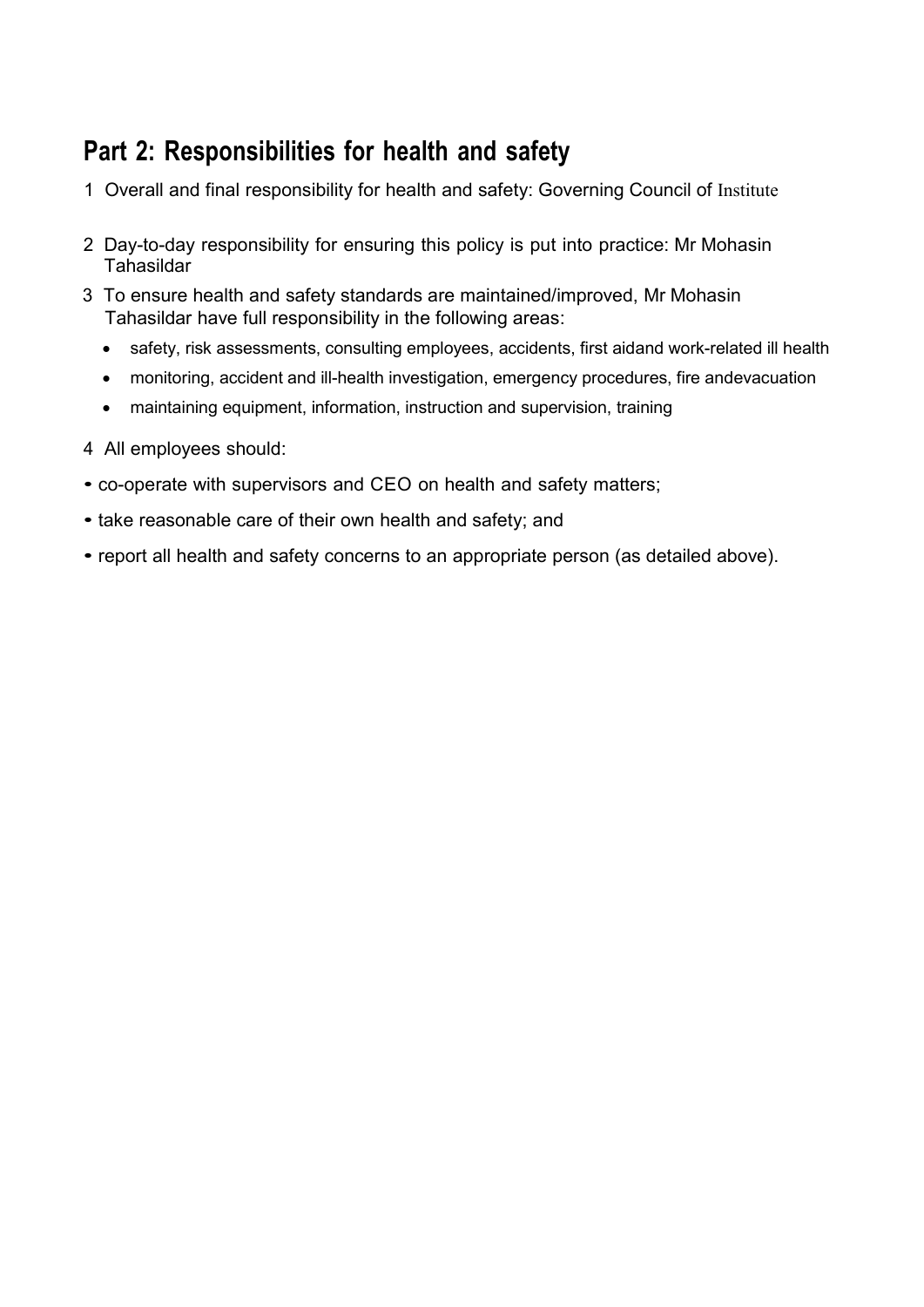## Part 2: Responsibilities for health and safety

1 Overall and final responsibility for health and safety: Governing Council of Institute

2 Day-to-day responsibility for ensuring this policy is put into practice: Mr Mohasin Tahasildar

3 To ensure health and safety standards are maintained/improved, Mr Mohasin Tahasildar have full responsibility in the following areas:

- safety, risk assessments, consulting employees, accidents, first aidand work-related ill health
- monitoring, accident and ill-health investigation, emergency procedures, fire andevacuation
- maintaining equipment, information, instruction and supervision, training

4 All employees should:

- co-operate with supervisors and CEO on health and safety matters;
- take reasonable care of their own health and safety; and
- report all health and safety concerns to an appropriate person (as detailed above).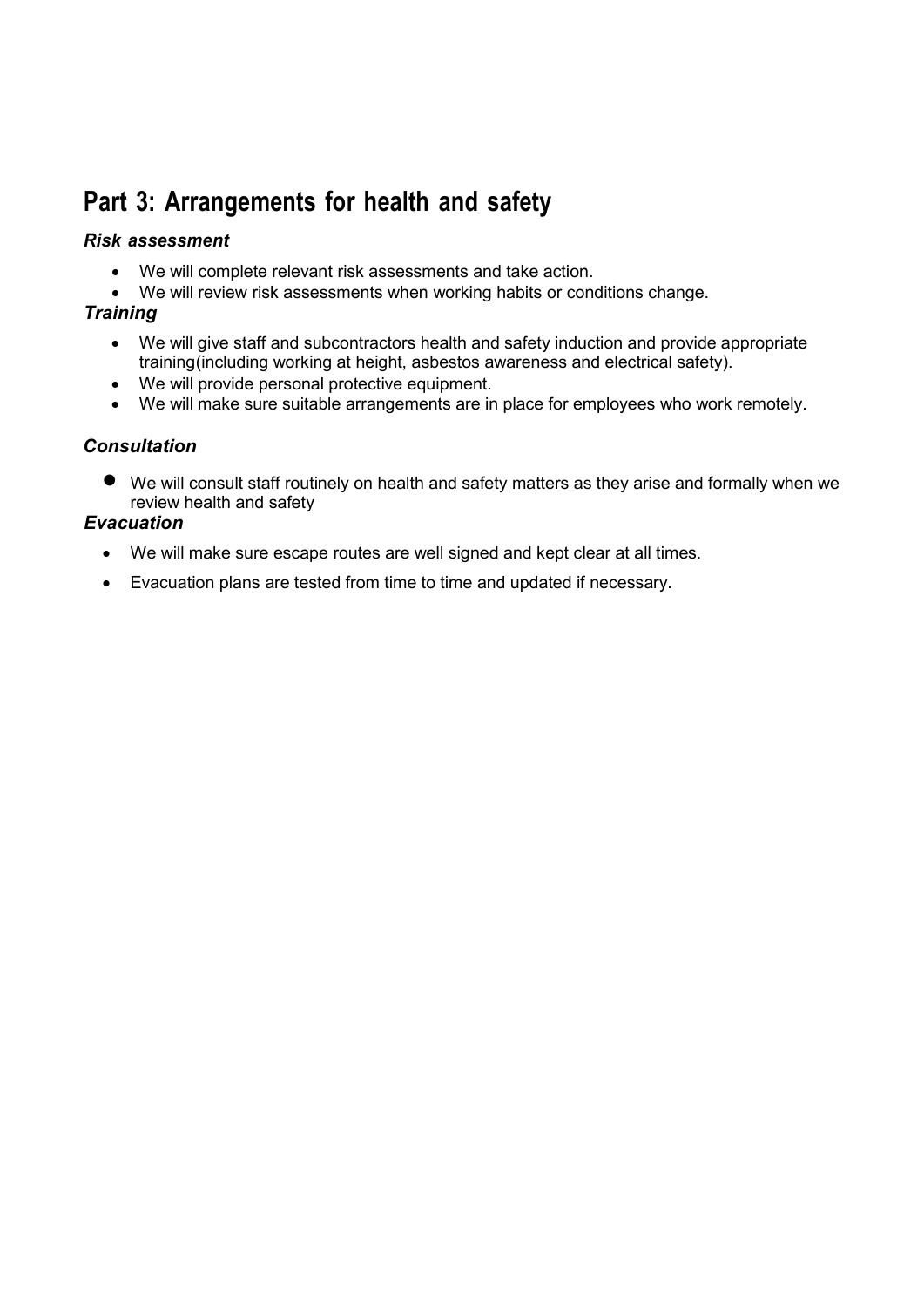## Part 3: Arrangements for health and safety

***Risk assessment***

- We will complete relevant risk assessments and take action.
- We will review risk assessments when working habits or conditions change.

***Training***

- We will give staff and subcontractors health and safety induction and provide appropriate training(including working at height, asbestos awareness and electrical safety).
- We will provide personal protective equipment.
- We will make sure suitable arrangements are in place for employees who work remotely.

***Consultation***

- We will consult staff routinely on health and safety matters as they arise and formally when we review health and safety

***Evacuation***

- We will make sure escape routes are well signed and kept clear at all times.
- Evacuation plans are tested from time to time and updated if necessary.